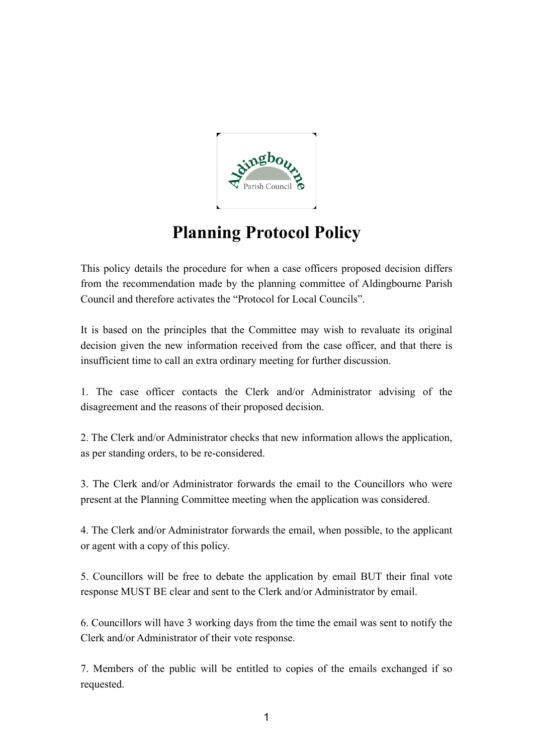# Planning Protocol Policy

This policy details the procedure for when a case officers proposed decision differs from the recommendation made by the planning committee of Aldingbourne Parish Council and therefore activates the "Protocol for Local Councils".

It is based on the principles that the Committee may wish to revaluate its original decision given the new information received from the case officer, and that there is insufficient time to call an extra ordinary meeting for further discussion.

1. The case officer contacts the Clerk and/or Administrator advising of the disagreement and the reasons of their proposed decision.

2. The Clerk and/or Administrator checks that new information allows the application, as per standing orders, to be re-considered.

3. The Clerk and/or Administrator forwards the email to the Councillors who were present at the Planning Committee meeting when the application was considered.

4. The Clerk and/or Administrator forwards the email, when possible, to the applicant or agent with a copy of this policy.

5. Councillors will be free to debate the application by email BUT their final vote response MUST BE clear and sent to the Clerk and/or Administrator by email.

6. Councillors will have 3 working days from the time the email was sent to notify the Clerk and/or Administrator of their vote response.

7. Members of the public will be entitled to copies of the emails exchanged if so requested.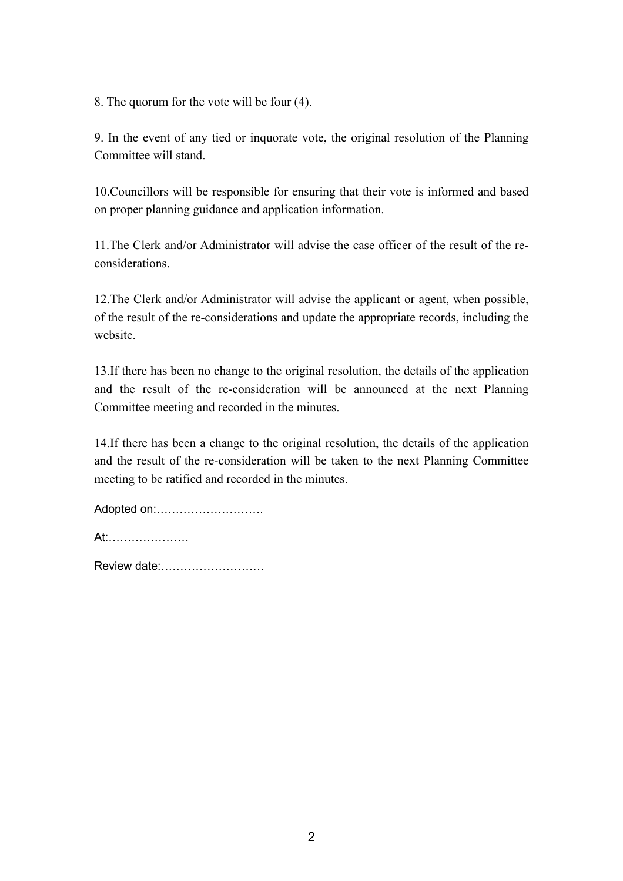8. The quorum for the vote will be four (4).

9. In the event of any tied or inquorate vote, the original resolution of the Planning Committee will stand.

10.Councillors will be responsible for ensuring that their vote is informed and based on proper planning guidance and application information.

11.The Clerk and/or Administrator will advise the case officer of the result of the re-considerations.

12.The Clerk and/or Administrator will advise the applicant or agent, when possible, of the result of the re-considerations and update the appropriate records, including the website.

13.If there has been no change to the original resolution, the details of the application and the result of the re-consideration will be announced at the next Planning Committee meeting and recorded in the minutes.

14.If there has been a change to the original resolution, the details of the application and the result of the re-consideration will be taken to the next Planning Committee meeting to be ratified and recorded in the minutes.

Adopted on:……………………….

At:…………………

Review date:………………………